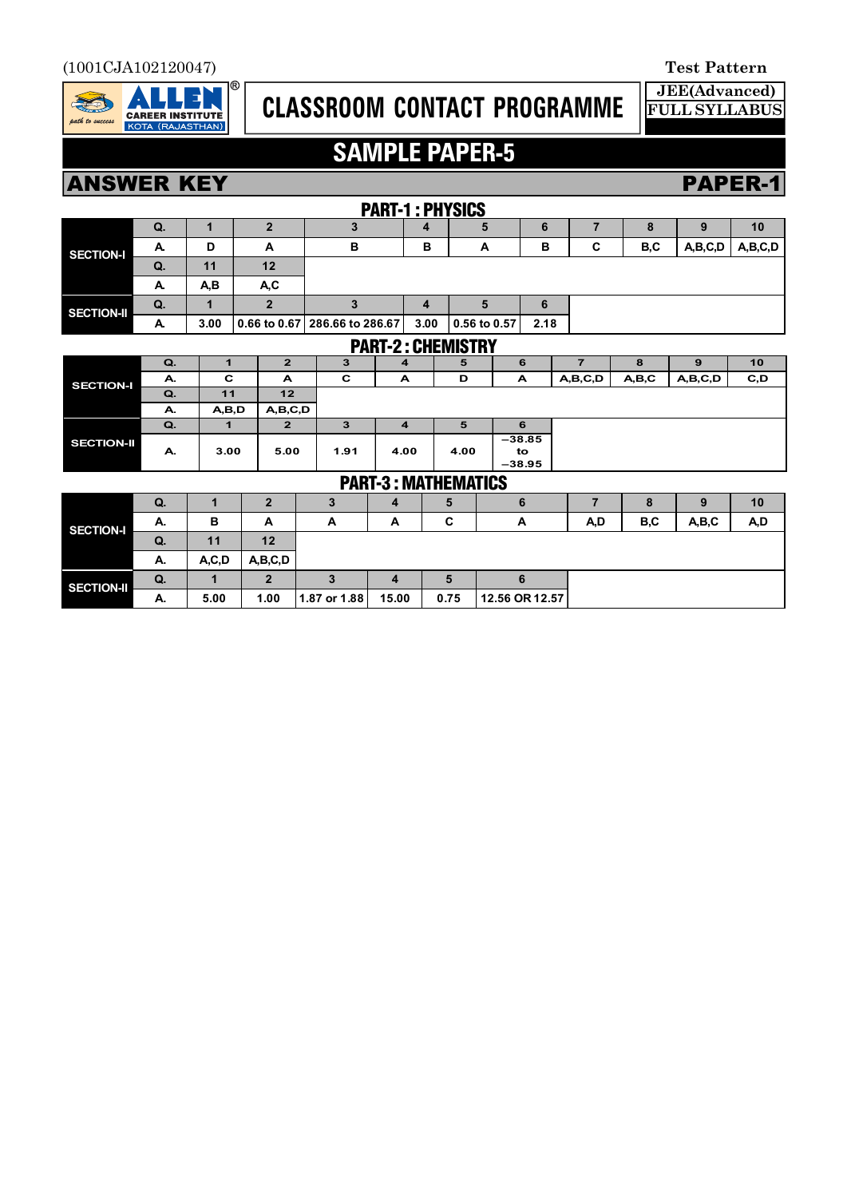(1001CJA102120047)

Test Pattern

**JEE(Advanced)**
**FULL SYLLABUS**

# CLASSROOM CONTACT PROGRAMME

## SAMPLE PAPER-5

## ANSWER KEY — PAPER-1

### PART-1 : PHYSICS

| | Q. | 1 | 2 | 3 | 4 | 5 | 6 | 7 | 8 | 9 | 10 |
|---|---|---|---|---|---|---|---|---|---|---|---|
| SECTION-I | A. | D | A | B | B | A | B | C | B,C | A,B,C,D | A,B,C,D |
| | Q. | 11 | 12 | | | | | | | | |
| | A. | A,B | A,C | | | | | | | | |
| SECTION-II | Q. | 1 | 2 | 3 | 4 | 5 | 6 | | | | |
| | A. | 3.00 | 0.66 to 0.67 | 286.66 to 286.67 | 3.00 | 0.56 to 0.57 | 2.18 | | | | |

### PART-2 : CHEMISTRY

| | Q. | 1 | 2 | 3 | 4 | 5 | 6 | 7 | 8 | 9 | 10 |
|---|---|---|---|---|---|---|---|---|---|---|---|
| SECTION-I | A. | C | A | C | A | D | A | A,B,C,D | A,B,C | A,B,C,D | C,D |
| | Q. | 11 | 12 | | | | | | | | |
| | A. | A,B,D | A,B,C,D | | | | | | | | |
| SECTION-II | Q. | 1 | 2 | 3 | 4 | 5 | 6 | | | | |
| | A. | 3.00 | 5.00 | 1.91 | 4.00 | 4.00 | −38.85 to −38.95 | | | | |

### PART-3 : MATHEMATICS

| | Q. | 1 | 2 | 3 | 4 | 5 | 6 | 7 | 8 | 9 | 10 |
|---|---|---|---|---|---|---|---|---|---|---|---|
| SECTION-I | A. | B | A | A | A | C | A | A,D | B,C | A,B,C | A,D |
| | Q. | 11 | 12 | | | | | | | | |
| | A. | A,C,D | A,B,C,D | | | | | | | | |
| SECTION-II | Q. | 1 | 2 | 3 | 4 | 5 | 6 | | | | |
| | A. | 5.00 | 1.00 | 1.87 or 1.88 | 15.00 | 0.75 | 12.56 OR 12.57 | | | | |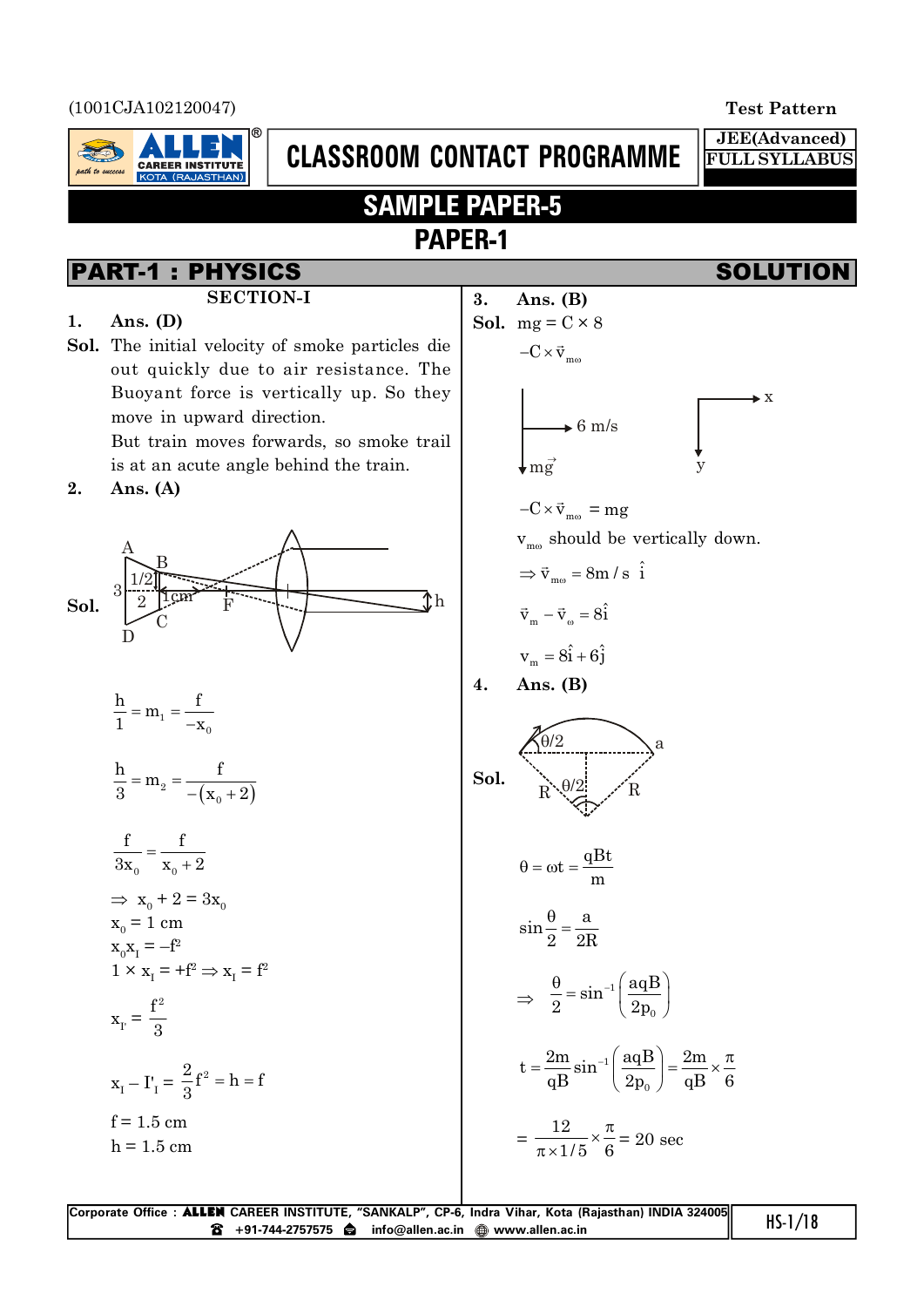(1001CJA102120047)

Test Pattern

CLASSROOM CONTACT PROGRAMME

JEE(Advanced) FULL SYLLABUS

# SAMPLE PAPER-5

# PAPER-1

## PART-1 : PHYSICS — SOLUTION

### SECTION-I

**1. Ans. (D)**

**Sol.** The initial velocity of smoke particles die out quickly due to air resistance. The Buoyant force is vertically up. So they move in upward direction.

But train moves forwards, so smoke trail is at an acute angle behind the train.

**2. Ans. (A)**

**Sol.**

$$\frac{h}{1} = m_1 = \frac{f}{-x_0}$$

$$\frac{h}{3} = m_2 = \frac{f}{-(x_0+2)}$$

$$\frac{f}{3x_0} = \frac{f}{x_0+2}$$

$\Rightarrow x_0 + 2 = 3x_0$

$x_0 = 1$ cm

$x_0 x_I = -f^2$

$1 \times x_I = +f^2 \Rightarrow x_I = f^2$

$$x_{I'} = \frac{f^2}{3}$$

$$x_I - I'_I = \frac{2}{3}f^2 = h = f$$

f = 1.5 cm

h = 1.5 cm

**3. Ans. (B)**

**Sol.** $mg = C \times 8$

$-C \times \vec{v}_{m\omega}$

$-C \times \vec{v}_{m\omega} = mg$

$v_{m\omega}$ should be vertically down.

$\Rightarrow \vec{v}_{m\omega} = 8 m/s\ \hat{i}$

$\vec{v}_m - \vec{v}_\omega = 8\hat{i}$

$v_m = 8\hat{i} + 6\hat{j}$

**4. Ans. (B)**

**Sol.**

$$\theta = \omega t = \frac{qBt}{m}$$

$$\sin\frac{\theta}{2} = \frac{a}{2R}$$

$$\Rightarrow \frac{\theta}{2} = \sin^{-1}\left(\frac{aqB}{2p_0}\right)$$

$$t = \frac{2m}{qB}\sin^{-1}\left(\frac{aqB}{2p_0}\right) = \frac{2m}{qB} \times \frac{\pi}{6}$$

$$= \frac{12}{\pi \times 1/5} \times \frac{\pi}{6} = 20 \text{ sec}$$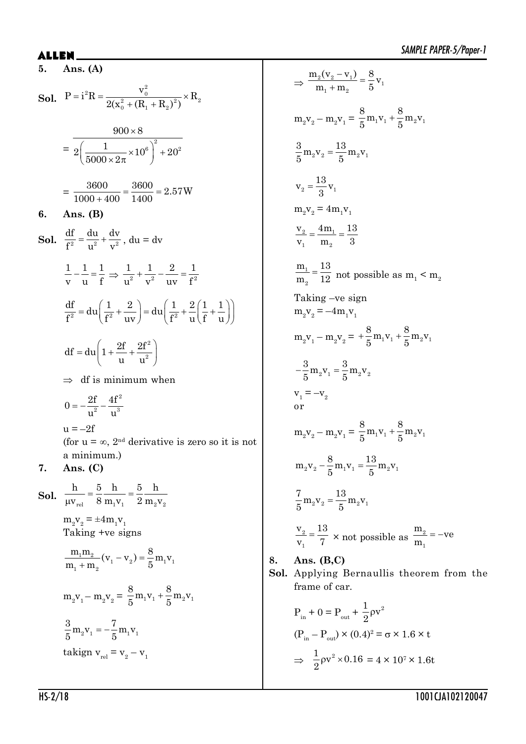**5. Ans. (A)**

**Sol.** $P = i^2R = \dfrac{v_0^2}{2(x_0^2 + (R_1 + R_2)^2)} \times R_2$

$= \dfrac{900 \times 8}{2\left(\dfrac{1}{5000 \times 2\pi} \times 10^6\right)^2 + 20^2}$

$= \dfrac{3600}{1000 + 400} = \dfrac{3600}{1400} = 2.57\text{W}$

**6. Ans. (B)**

**Sol.** $\dfrac{df}{f^2} = \dfrac{du}{u^2} + \dfrac{dv}{v^2}$, du = dv

$\dfrac{1}{v} - \dfrac{1}{u} = \dfrac{1}{f} \Rightarrow \dfrac{1}{u^2} + \dfrac{1}{v^2} - \dfrac{2}{uv} = \dfrac{1}{f^2}$

$\dfrac{df}{f^2} = du\left(\dfrac{1}{f^2} + \dfrac{2}{uv}\right) = du\left(\dfrac{1}{f^2} + \dfrac{2}{u}\left(\dfrac{1}{f} + \dfrac{1}{u}\right)\right)$

$df = du\left(1 + \dfrac{2f}{u} + \dfrac{2f^2}{u^2}\right)$

$\Rightarrow$ df is minimum when

$0 = -\dfrac{2f}{u^2} - \dfrac{4f^2}{u^3}$

u = –2f

(for u = ∞, 2nd derivative is zero so it is not a minimum.)

**7. Ans. (C)**

**Sol.** $\dfrac{h}{\mu v_{rel}} = \dfrac{5}{8}\dfrac{h}{m_1 v_1} = \dfrac{5}{2}\dfrac{h}{m_2 v_2}$

$m_2v_2 = \pm 4m_1v_1$

Taking +ve signs

$\dfrac{m_1 m_2}{m_1 + m_2}(v_1 - v_2) = \dfrac{8}{5}m_1v_1$

$m_2v_1 - m_2v_2 = \dfrac{8}{5}m_1v_1 + \dfrac{8}{5}m_2v_1$

$\dfrac{3}{5}m_2v_1 = -\dfrac{7}{5}m_1v_1$

takign $v_{rel} = v_2 - v_1$

$\Rightarrow \dfrac{m_2(v_2 - v_1)}{m_1 + m_2} = \dfrac{8}{5}v_1$

$m_2v_2 - m_2v_1 = \dfrac{8}{5}m_1v_1 + \dfrac{8}{5}m_2v_1$

$\dfrac{3}{5}m_2v_2 = \dfrac{13}{5}m_2v_1$

$v_2 = \dfrac{13}{3}v_1$

$m_2v_2 = 4m_1v_1$

$\dfrac{v_2}{v_1} = \dfrac{4m_1}{m_2} = \dfrac{13}{3}$

$\dfrac{m_1}{m_2} = \dfrac{13}{12}$ not possible as $m_1 < m_2$

Taking –ve sign

$m_2v_2 = -4m_1v_1$

$m_2v_1 - m_2v_2 = +\dfrac{8}{5}m_1v_1 + \dfrac{8}{5}m_2v_1$

$-\dfrac{3}{5}m_2v_1 = \dfrac{3}{5}m_2v_2$

$v_1 = -v_2$

or

$m_2v_2 - m_2v_1 = \dfrac{8}{5}m_1v_1 + \dfrac{8}{5}m_2v_1$

$m_2v_2 - \dfrac{8}{5}m_1v_1 = \dfrac{13}{5}m_2v_1$

$\dfrac{7}{5}m_2v_2 = \dfrac{13}{5}m_2v_1$

$\dfrac{v_2}{v_1} = \dfrac{13}{7}$ × not possible as $\dfrac{m_2}{m_1} = -\text{ve}$

**8. Ans. (B,C)**

**Sol.** Applying Bernaullis theorem from the frame of car.

$P_{in} + 0 = P_{out} + \dfrac{1}{2}\rho v^2$

$(P_{in} - P_{out}) \times (0.4)^2 = \sigma \times 1.6 \times t$

$\Rightarrow \dfrac{1}{2}\rho v^2 \times 0.16 = 4 \times 10^7 \times 1.6t$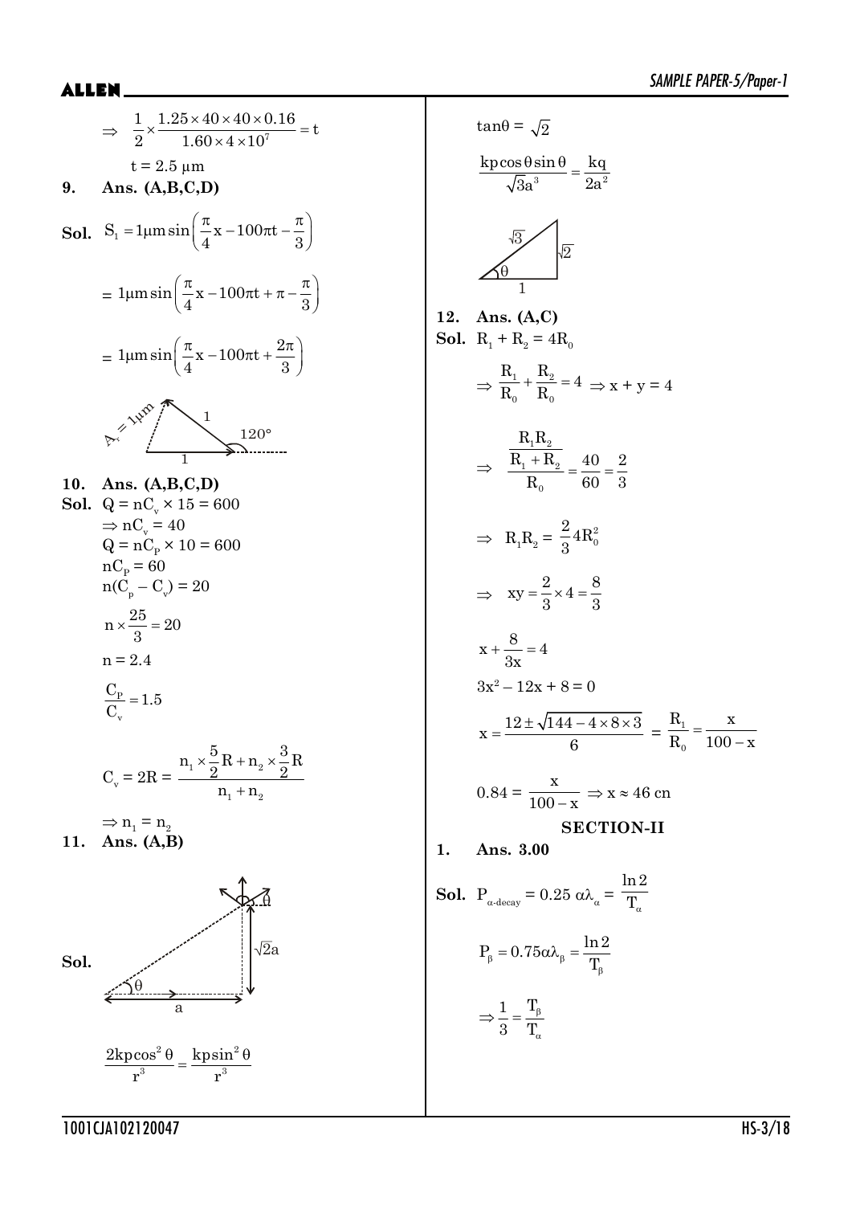$$\Rightarrow \quad \frac{1}{2}\times\frac{1.25\times40\times40\times0.16}{1.60\times4\times10^{7}}=t$$

$t = 2.5\ \mu m$

**9. Ans. (A,B,C,D)**

**Sol.** $S_1 = 1\mu m \sin\left(\frac{\pi}{4}x - 100\pi t - \frac{\pi}{3}\right)$

$= 1\mu m \sin\left(\frac{\pi}{4}x - 100\pi t + \pi - \frac{\pi}{3}\right)$

$= 1\mu m \sin\left(\frac{\pi}{4}x - 100\pi t + \frac{2\pi}{3}\right)$

$A_r = 1\mu m$, 1, 1, 120°

**10. Ans. (A,B,C,D)**

**Sol.** $Q = nC_v \times 15 = 600$

$\Rightarrow nC_v = 40$

$Q = nC_p \times 10 = 600$

$nC_p = 60$

$n(C_p - C_v) = 20$

$n \times \frac{25}{3} = 20$

$n = 2.4$

$\frac{C_P}{C_v} = 1.5$

$C_v = 2R = \frac{n_1 \times \frac{5}{2}R + n_2 \times \frac{3}{2}R}{n_1 + n_2}$

$\Rightarrow n_1 = n_2$

**11. Ans. (A,B)**

**Sol.** $\theta$, $a$, $\sqrt{2}a$

$$\frac{2kp\cos^2\theta}{r^3} = \frac{kp\sin^2\theta}{r^3}$$

$\tan\theta = \sqrt{2}$

$$\frac{kp\cos\theta\sin\theta}{\sqrt{3}a^3} = \frac{kq}{2a^2}$$

$\sqrt{3}$, $\sqrt{2}$, $\theta$, 1

**12. Ans. (A,C)**

**Sol.** $R_1 + R_2 = 4R_0$

$\Rightarrow \frac{R_1}{R_0} + \frac{R_2}{R_0} = 4 \Rightarrow x + y = 4$

$\Rightarrow \quad \frac{\frac{R_1R_2}{R_1+R_2}}{R_0} = \frac{40}{60} = \frac{2}{3}$

$\Rightarrow \quad R_1R_2 = \frac{2}{3}4R_0^2$

$\Rightarrow \quad xy = \frac{2}{3}\times4 = \frac{8}{3}$

$x + \frac{8}{3x} = 4$

$3x^2 - 12x + 8 = 0$

$x = \frac{12 \pm \sqrt{144 - 4\times8\times3}}{6} = \frac{R_1}{R_0} = \frac{x}{100-x}$

$0.84 = \frac{x}{100-x} \Rightarrow x \approx 46$ cn

## SECTION-II

**1. Ans. 3.00**

**Sol.** $P_{\alpha\text{-decay}} = 0.25\ \alpha\lambda_\alpha = \frac{\ln 2}{T_\alpha}$

$P_\beta = 0.75\alpha\lambda_\beta = \frac{\ln 2}{T_\beta}$

$\Rightarrow \frac{1}{3} = \frac{T_\beta}{T_\alpha}$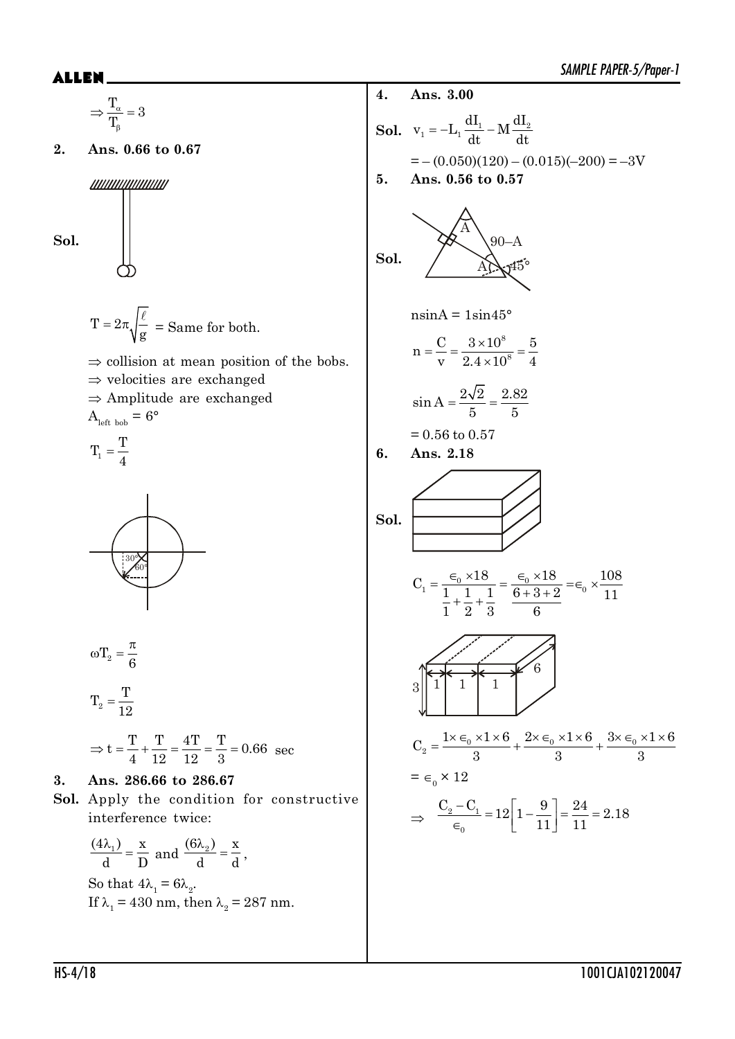$$\Rightarrow \frac{T_\alpha}{T_\beta} = 3$$

**2. Ans. 0.66 to 0.67**

**Sol.**

$$T = 2\pi\sqrt{\frac{\ell}{g}} = \text{Same for both.}$$

$\Rightarrow$ collision at mean position of the bobs.

$\Rightarrow$ velocities are exchanged

$\Rightarrow$ Amplitude are exchanged

$A_{\text{left bob}} = 6°$

$$T_1 = \frac{T}{4}$$

$$\omega T_2 = \frac{\pi}{6}$$

$$T_2 = \frac{T}{12}$$

$$\Rightarrow t = \frac{T}{4} + \frac{T}{12} = \frac{4T}{12} = \frac{T}{3} = 0.66 \text{ sec}$$

**3. Ans. 286.66 to 286.67**

**Sol.** Apply the condition for constructive interference twice:

$$\frac{(4\lambda_1)}{d} = \frac{x}{D} \text{ and } \frac{(6\lambda_2)}{d} = \frac{x}{d},$$

So that $4\lambda_1 = 6\lambda_2$.

If $\lambda_1 = 430$ nm, then $\lambda_2 = 287$ nm.

**4. Ans. 3.00**

**Sol.** $v_1 = -L_1\dfrac{dI_1}{dt} - M\dfrac{dI_2}{dt}$

$= -(0.050)(120) - (0.015)(-200) = -3V$

**5. Ans. 0.56 to 0.57**

**Sol.**

$n\sin A = 1\sin 45°$

$$n = \frac{C}{v} = \frac{3\times10^8}{2.4\times10^8} = \frac{5}{4}$$

$$\sin A = \frac{2\sqrt{2}}{5} = \frac{2.82}{5}$$

$= 0.56$ to $0.57$

**6. Ans. 2.18**

**Sol.**

$$C_1 = \frac{\epsilon_0 \times 18}{\frac{1}{1}+\frac{1}{2}+\frac{1}{3}} = \frac{\epsilon_0 \times 18}{\frac{6+3+2}{6}} = \epsilon_0 \times \frac{108}{11}$$

$$C_2 = \frac{1\times\epsilon_0\times1\times6}{3} + \frac{2\times\epsilon_0\times1\times6}{3} + \frac{3\times\epsilon_0\times1\times6}{3}$$

$= \epsilon_0 \times 12$

$$\Rightarrow \frac{C_2 - C_1}{\epsilon_0} = 12\left[1 - \frac{9}{11}\right] = \frac{24}{11} = 2.18$$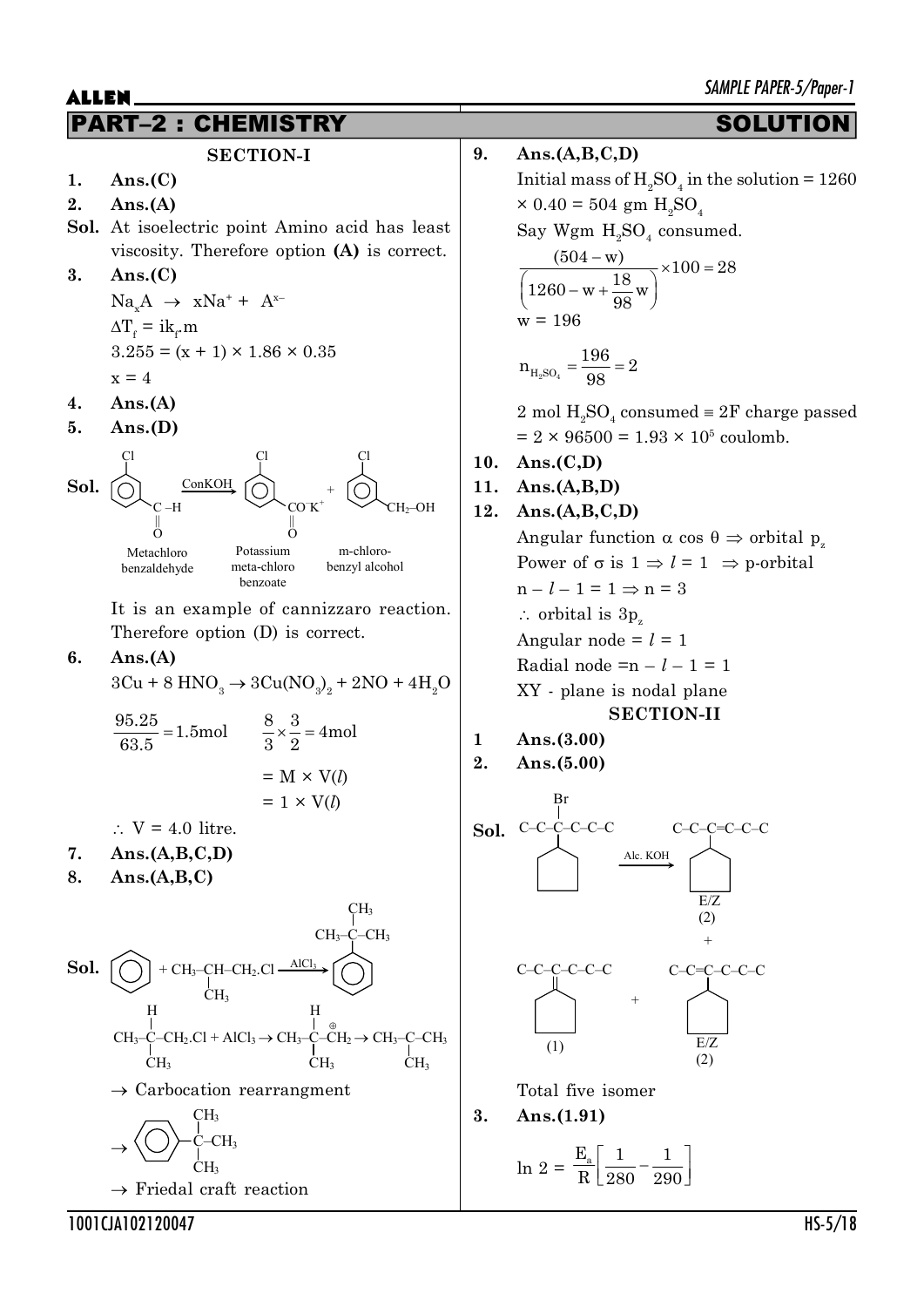# PART–2 : CHEMISTRY — SOLUTION

## SECTION-I

**1. Ans.(C)**

**2. Ans.(A)**

**Sol.** At isoelectric point Amino acid has least viscosity. Therefore option **(A)** is correct.

**3. Ans.(C)**

$Na_xA \rightarrow xNa^+ + A^{x-}$

$\Delta T_f = ik_f.m$

$3.255 = (x + 1) \times 1.86 \times 0.35$

$x = 4$

**4. Ans.(A)**

**5. Ans.(D)**

**Sol.** Metachloro benzaldehyde $\xrightarrow{ConKOH}$ Potassium meta-chloro benzoate + m-chloro-benzyl alcohol

It is an example of cannizzaro reaction. Therefore option (D) is correct.

**6. Ans.(A)**

$3Cu + 8\,HNO_3 \rightarrow 3Cu(NO_3)_2 + 2NO + 4H_2O$

$\frac{95.25}{63.5} = 1.5\text{mol} \qquad \frac{8}{3} \times \frac{3}{2} = 4\text{mol}$

$= M \times V(l)$

$= 1 \times V(l)$

$\therefore V = 4.0$ litre.

**7. Ans.(A,B,C,D)**

**8. Ans.(A,B,C)**

**Sol.** Benzene $+ CH_3-CH(CH_3)-CH_2.Cl \xrightarrow{AlCl_3}$ Ph–$C(CH_3)_3$

$CH_3-CH(CH_3)-CH_2.Cl + AlCl_3 \rightarrow CH_3-CH(CH_3)-\overset{\oplus}{C}H_2 \rightarrow CH_3-\overset{\oplus}{C}(CH_3)-CH_3$

$\rightarrow$ Carbocation rearrangment

$\rightarrow$ Ph–$C(CH_3)_3$

$\rightarrow$ Friedal craft reaction

**9. Ans.(A,B,C,D)**

Initial mass of $H_2SO_4$ in the solution $= 1260 \times 0.40 = 504$ gm $H_2SO_4$

Say Wgm $H_2SO_4$ consumed.

$$\frac{(504 - w)}{\left(1260 - w + \frac{18}{98}w\right)} \times 100 = 28$$

$w = 196$

$$n_{H_2SO_4} = \frac{196}{98} = 2$$

2 mol $H_2SO_4$ consumed $\equiv$ 2F charge passed $= 2 \times 96500 = 1.93 \times 10^5$ coulomb.

**10. Ans.(C,D)**

**11. Ans.(A,B,D)**

**12. Ans.(A,B,C,D)**

Angular function $\alpha \cos\theta \Rightarrow$ orbital $p_z$

Power of $\sigma$ is $1 \Rightarrow l = 1 \Rightarrow$ p-orbital

$n - l - 1 = 1 \Rightarrow n = 3$

$\therefore$ orbital is $3p_z$

Angular node $= l = 1$

Radial node $= n - l - 1 = 1$

XY - plane is nodal plane

## SECTION-II

**1 Ans.(3.00)**

**2. Ans.(5.00)**

**Sol.** C–C–C(Br)(cyclohexyl)–C–C–C $\xrightarrow{Alc.\ KOH}$ C–C–C(cyclohexyl)=C–C–C E/Z (2) + C–C–C(=cyclohexylidene)–C–C–C (1) + C–C=C(cyclohexyl)–C–C–C E/Z (2)

Total five isomer

**3. Ans.(1.91)**

$$\ln 2 = \frac{E_a}{R}\left[\frac{1}{280} - \frac{1}{290}\right]$$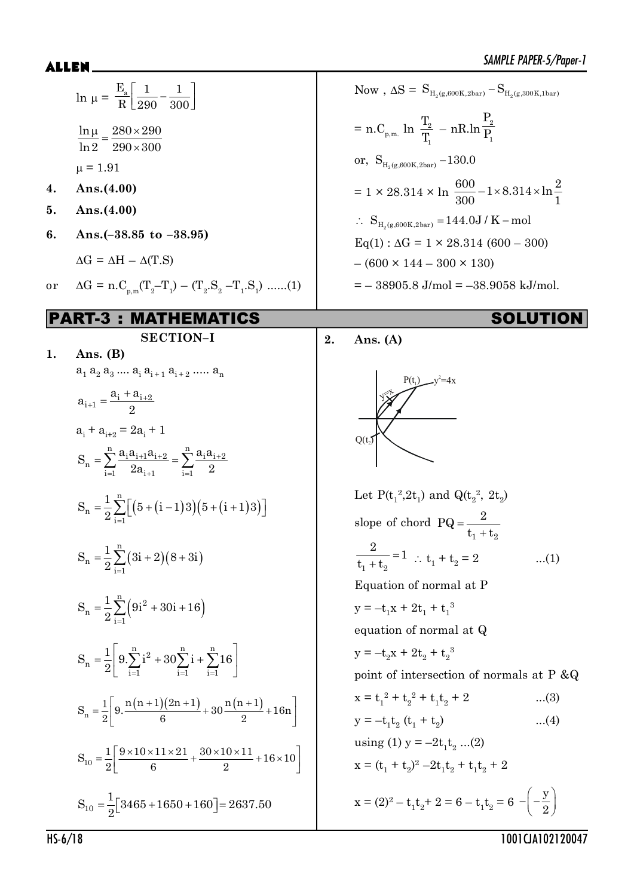$$\ln \mu = \frac{E_a}{R}\left[\frac{1}{290} - \frac{1}{300}\right]$$

$$\frac{\ln \mu}{\ln 2} = \frac{280 \times 290}{290 \times 300}$$

$\mu = 1.91$

**4. Ans.(4.00)**

**5. Ans.(4.00)**

**6. Ans.(–38.85 to –38.95)**

$\Delta G = \Delta H - \Delta(T.S)$

or $\Delta G = n.C_{p,m}(T_2 - T_1) - (T_2.S_2 - T_1.S_1)$ ......(1)

Now , $\Delta S = S_{H_2(g,600K,2bar)} - S_{H_2(g,300K,1bar)}$

$= n.C_{p,m.} \ln \frac{T_2}{T_1} - nR.\ln\frac{P_2}{P_1}$

or, $S_{H_2(g,600K,2bar)} - 130.0$

$= 1 \times 28.314 \times \ln \frac{600}{300} - 1 \times 8.314 \times \ln\frac{2}{1}$

$\therefore\ S_{H_2(g,600K,2bar)} = 144.0 J/K - mol$

Eq(1) : $\Delta G = 1 \times 28.314\ (600 - 300)$

$- (600 \times 144 - 300 \times 130)$

$= -38905.8$ J/mol $= -38.9058$ kJ/mol.

## PART-3 : MATHEMATICS — SOLUTION

### SECTION–I

**1. Ans. (B)**

$a_1\ a_2\ a_3\ ....\ a_i\ a_{i+1}\ a_{i+2}\ .....\ a_n$

$$a_{i+1} = \frac{a_i + a_{i+2}}{2}$$

$a_i + a_{i+2} = 2a_i + 1$

$$S_n = \sum_{i=1}^{n} \frac{a_i a_{i+1} a_{i+2}}{2a_{i+1}} = \sum_{i=1}^{n} \frac{a_i a_{i+2}}{2}$$

$$S_n = \frac{1}{2}\sum_{i=1}^{n}\left[\left(5+(i-1)3\right)\left(5+(i+1)3\right)\right]$$

$$S_n = \frac{1}{2}\sum_{i=1}^{n}(3i+2)(8+3i)$$

$$S_n = \frac{1}{2}\sum_{i=1}^{n}\left(9i^2 + 30i + 16\right)$$

$$S_n = \frac{1}{2}\left[9.\sum_{i=1}^{n} i^2 + 30\sum_{i=1}^{n} i + \sum_{i=1}^{n} 16\right]$$

$$S_n = \frac{1}{2}\left[9.\frac{n(n+1)(2n+1)}{6} + 30\frac{n(n+1)}{2} + 16n\right]$$

$$S_{10} = \frac{1}{2}\left[\frac{9 \times 10 \times 11 \times 21}{6} + \frac{30 \times 10 \times 11}{2} + 16 \times 10\right]$$

$$S_{10} = \frac{1}{2}\left[3465 + 1650 + 160\right] = 2637.50$$

**2. Ans. (A)**

Let $P(t_1^2, 2t_1)$ and $Q(t_2^2,\ 2t_2)$

slope of chord $PQ = \frac{2}{t_1 + t_2}$

$\frac{2}{t_1 + t_2} = 1\ \therefore\ t_1 + t_2 = 2$ ...(1)

Equation of normal at P

$y = -t_1 x + 2t_1 + t_1^3$

equation of normal at Q

$y = -t_2 x + 2t_2 + t_2^3$

point of intersection of normals at P &Q

$x = t_1^2 + t_2^2 + t_1 t_2 + 2$ ...(3)

$y = -t_1 t_2\ (t_1 + t_2)$ ...(4)

using (1) $y = -2t_1 t_2$ ...(2)

$x = (t_1 + t_2)^2 - 2t_1 t_2 + t_1 t_2 + 2$

$x = (2)^2 - t_1 t_2 + 2 = 6 - t_1 t_2 = 6 - \left(-\frac{y}{2}\right)$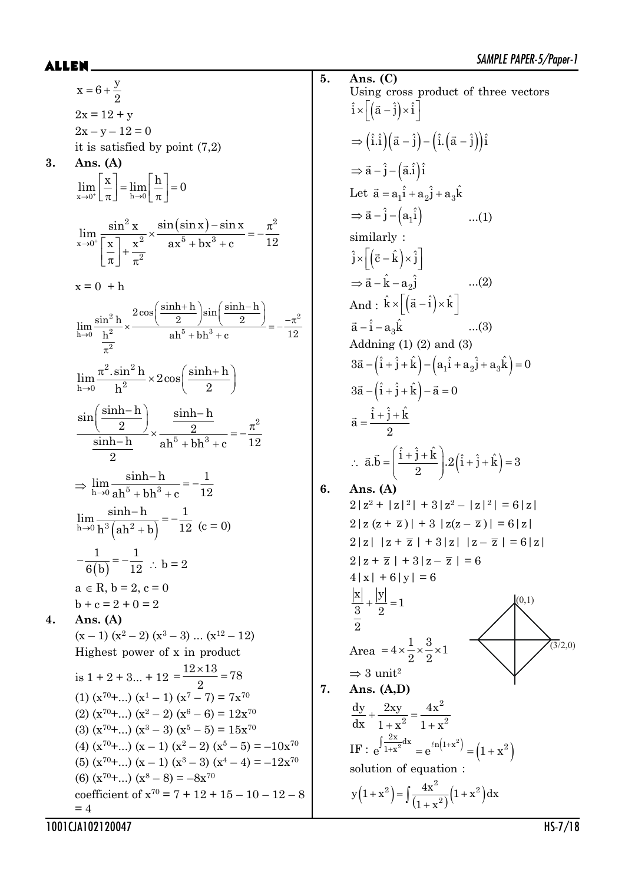$x = 6 + \frac{y}{2}$

$2x = 12 + y$

$2x - y - 12 = 0$

it is satisfied by point (7,2)

**3. Ans. (A)**

$$\lim_{x \to 0^+} \left[\frac{x}{\pi}\right] = \lim_{h \to 0} \left[\frac{h}{\pi}\right] = 0$$

$$\lim_{x \to 0^+} \frac{\sin^2 x}{\left[\frac{x}{\pi}\right] + \frac{x^2}{\pi^2}} \times \frac{\sin(\sin x) - \sin x}{ax^5 + bx^3 + c} = -\frac{\pi^2}{12}$$

$x = 0 + h$

$$\lim_{h \to 0} \frac{\sin^2 h}{\frac{h^2}{\pi^2}} \times \frac{2\cos\left(\frac{\sinh + h}{2}\right)\sin\left(\frac{\sinh - h}{2}\right)}{ah^5 + bh^3 + c} = -\frac{-\pi^2}{12}$$

$$\lim_{h \to 0} \frac{\pi^2 . \sin^2 h}{h^2} \times 2\cos\left(\frac{\sinh + h}{2}\right)$$

$$\frac{\sin\left(\frac{\sinh - h}{2}\right)}{\frac{\sinh - h}{2}} \times \frac{\frac{\sinh - h}{2}}{ah^5 + bh^3 + c} = -\frac{\pi^2}{12}$$

$$\Rightarrow \lim_{h \to 0} \frac{\sinh - h}{ah^5 + bh^3 + c} = -\frac{1}{12}$$

$$\lim_{h \to 0} \frac{\sinh - h}{h^3(ah^2 + b)} = -\frac{1}{12} \ (c = 0)$$

$$-\frac{1}{6(b)} = -\frac{1}{12} \ \therefore b = 2$$

$a \in R$, $b = 2$, $c = 0$

$b + c = 2 + 0 = 2$

**4. Ans. (A)**

$(x - 1)(x^2 - 2)(x^3 - 3) \ldots (x^{12} - 12)$

Highest power of x in product

is $1 + 2 + 3 \ldots + 12 = \frac{12 \times 13}{2} = 78$

(1) $(x^{70} + \ldots)(x^1 - 1)(x^7 - 7) = 7x^{70}$

(2) $(x^{70} + \ldots)(x^2 - 2)(x^6 - 6) = 12x^{70}$

(3) $(x^{70} + \ldots)(x^3 - 3)(x^5 - 5) = 15x^{70}$

(4) $(x^{70} + \ldots)(x - 1)(x^2 - 2)(x^5 - 5) = -10x^{70}$

(5) $(x^{70} + \ldots)(x - 1)(x^3 - 3)(x^4 - 4) = -12x^{70}$

(6) $(x^{70} + \ldots)(x^8 - 8) = -8x^{70}$

coefficient of $x^{70} = 7 + 12 + 15 - 10 - 12 - 8 = 4$

**5. Ans. (C)**

Using cross product of three vectors

$\hat{i} \times \left[\left(\vec{a} - \hat{j}\right) \times \hat{i}\right]$

$\Rightarrow \left(\hat{i}.\hat{i}\right)\left(\vec{a} - \hat{j}\right) - \left(\hat{i}.\left(\vec{a} - \hat{j}\right)\right)\hat{i}$

$\Rightarrow \vec{a} - \hat{j} - \left(\vec{a}.\hat{i}\right)\hat{i}$

Let $\vec{a} = a_1\hat{i} + a_2\hat{j} + a_3\hat{k}$

$\Rightarrow \vec{a} - \hat{j} - \left(a_1\hat{i}\right)$ ...(1)

similarly :

$\hat{j} \times \left[\left(\vec{c} - \hat{k}\right) \times \hat{j}\right]$

$\Rightarrow \vec{a} - \hat{k} - a_2\hat{j}$ ...(2)

And : $\hat{k} \times \left[\left(\vec{a} - \hat{i}\right) \times \hat{k}\right]$

$\vec{a} - \hat{i} - a_3\hat{k}$ ...(3)

Addning (1) (2) and (3)

$3\vec{a} - \left(\hat{i} + \hat{j} + \hat{k}\right) - \left(a_1\hat{i} + a_2\hat{j} + a_3\hat{k}\right) = 0$

$3\vec{a} - \left(\hat{i} + \hat{j} + \hat{k}\right) - \vec{a} = 0$

$\vec{a} = \frac{\hat{i} + \hat{j} + \hat{k}}{2}$

$\therefore \ \vec{a}.\vec{b} = \left(\frac{\hat{i} + \hat{j} + \hat{k}}{2}\right).2\left(\hat{i} + \hat{j} + \hat{k}\right) = 3$

**6. Ans. (A)**

$2|z^2 + |z|^2| + 3|z^2 - |z|^2| = 6|z|$

$2|z(z + \bar{z})| + 3|z(z - \bar{z})| = 6|z|$

$2|z|\ |z + \bar{z}| + 3|z|\ |z - \bar{z}| = 6|z|$

$2|z + \bar{z}| + 3|z - \bar{z}| = 6$

$4|x| + 6|y| = 6$

$$\frac{|x|}{\frac{3}{2}} + \frac{|y|}{2} = 1$$

(0,1) (3/2,0)

Area $= 4 \times \frac{1}{2} \times \frac{3}{2} \times 1$

$\Rightarrow 3 \text{ unit}^2$

**7. Ans. (A,D)**

$$\frac{dy}{dx} + \frac{2xy}{1 + x^2} = \frac{4x^2}{1 + x^2}$$

$$\text{IF} : e^{\int \frac{2x}{1+x^2}dx} = e^{\ell n\left(1+x^2\right)} = \left(1 + x^2\right)$$

solution of equation :

$$y\left(1 + x^2\right) = \int \frac{4x^2}{\left(1 + x^2\right)}\left(1 + x^2\right)dx$$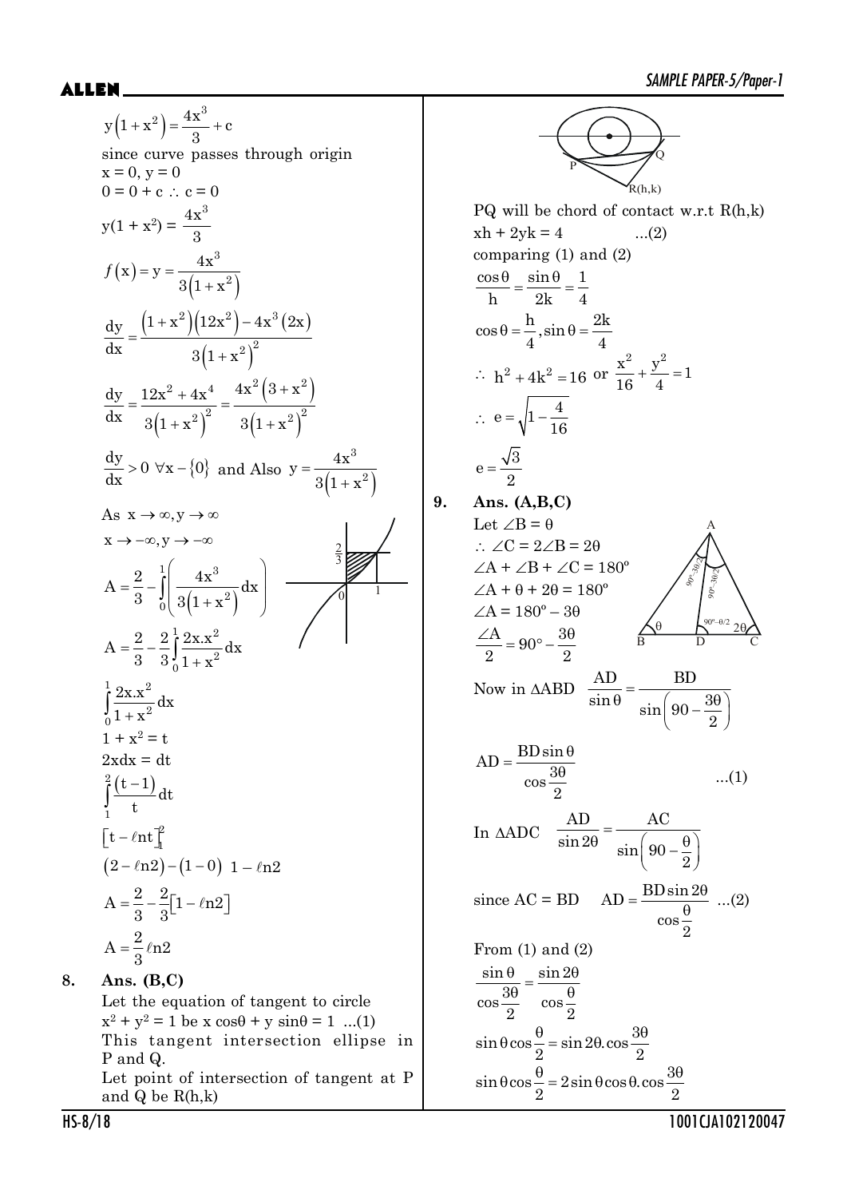$$y\left(1+x^2\right)=\frac{4x^3}{3}+c$$

since curve passes through origin

$x = 0, y = 0$

$0 = 0 + c \therefore c = 0$

$$y(1+x^2)=\frac{4x^3}{3}$$

$$f(x)=y=\frac{4x^3}{3\left(1+x^2\right)}$$

$$\frac{dy}{dx}=\frac{\left(1+x^2\right)\left(12x^2\right)-4x^3\left(2x\right)}{3\left(1+x^2\right)^2}$$

$$\frac{dy}{dx}=\frac{12x^2+4x^4}{3\left(1+x^2\right)^2}=\frac{4x^2\left(3+x^2\right)}{3\left(1+x^2\right)^2}$$

$\frac{dy}{dx}>0\ \forall x-\{0\}$ and Also $y=\frac{4x^3}{3\left(1+x^2\right)}$

As $x\to\infty, y\to\infty$

$x\to-\infty, y\to-\infty$

$$A=\frac{2}{3}-\int_0^1\left(\frac{4x^3}{3\left(1+x^2\right)}dx\right)$$

$$A=\frac{2}{3}-\frac{2}{3}\int_0^1\frac{2x.x^2}{1+x^2}dx$$

$$\int_0^1\frac{2x.x^2}{1+x^2}dx$$

$1 + x^2 = t$

$2xdx = dt$

$$\int_1^2\frac{(t-1)}{t}dt$$

$$\left[t-\ell nt\right]_1^2$$

$(2-\ell n2)-(1-0)\ \ 1-\ell n2$

$$A=\frac{2}{3}-\frac{2}{3}\left[1-\ell n2\right]$$

$$A=\frac{2}{3}\ell n2$$

**8. Ans. (B,C)**

Let the equation of tangent to circle $x^2 + y^2 = 1$ be $x\cos\theta + y\sin\theta = 1$ ...(1)

This tangent intersection ellipse in P and Q.

Let point of intersection of tangent at P and Q be R(h,k)

PQ will be chord of contact w.r.t R(h,k)

$xh + 2yk = 4$ ...(2)

comparing (1) and (2)

$$\frac{\cos\theta}{h}=\frac{\sin\theta}{2k}=\frac{1}{4}$$

$$\cos\theta=\frac{h}{4},\sin\theta=\frac{2k}{4}$$

$\therefore\ h^2+4k^2=16$ or $\frac{x^2}{16}+\frac{y^2}{4}=1$

$$\therefore\ e=\sqrt{1-\frac{4}{16}}$$

$$e=\frac{\sqrt{3}}{2}$$

**9. Ans. (A,B,C)**

Let $\angle B = \theta$

$\therefore \angle C = 2\angle B = 2\theta$

$\angle A + \angle B + \angle C = 180^\circ$

$\angle A + \theta + 2\theta = 180^\circ$

$\angle A = 180^\circ - 3\theta$

$$\frac{\angle A}{2}=90^\circ-\frac{3\theta}{2}$$

Now in $\Delta ABD$ $\frac{AD}{\sin\theta}=\frac{BD}{\sin\left(90-\frac{3\theta}{2}\right)}$

$$AD=\frac{BD\sin\theta}{\cos\frac{3\theta}{2}}\quad ...(1)$$

In $\Delta ADC$ $\frac{AD}{\sin 2\theta}=\frac{AC}{\sin\left(90-\frac{\theta}{2}\right)}$

since AC = BD $\quad AD=\frac{BD\sin 2\theta}{\cos\frac{\theta}{2}}$ ...(2)

From (1) and (2)

$$\frac{\sin\theta}{\cos\frac{3\theta}{2}}=\frac{\sin 2\theta}{\cos\frac{\theta}{2}}$$

$$\sin\theta\cos\frac{\theta}{2}=\sin 2\theta.\cos\frac{3\theta}{2}$$

$$\sin\theta\cos\frac{\theta}{2}=2\sin\theta\cos\theta.\cos\frac{3\theta}{2}$$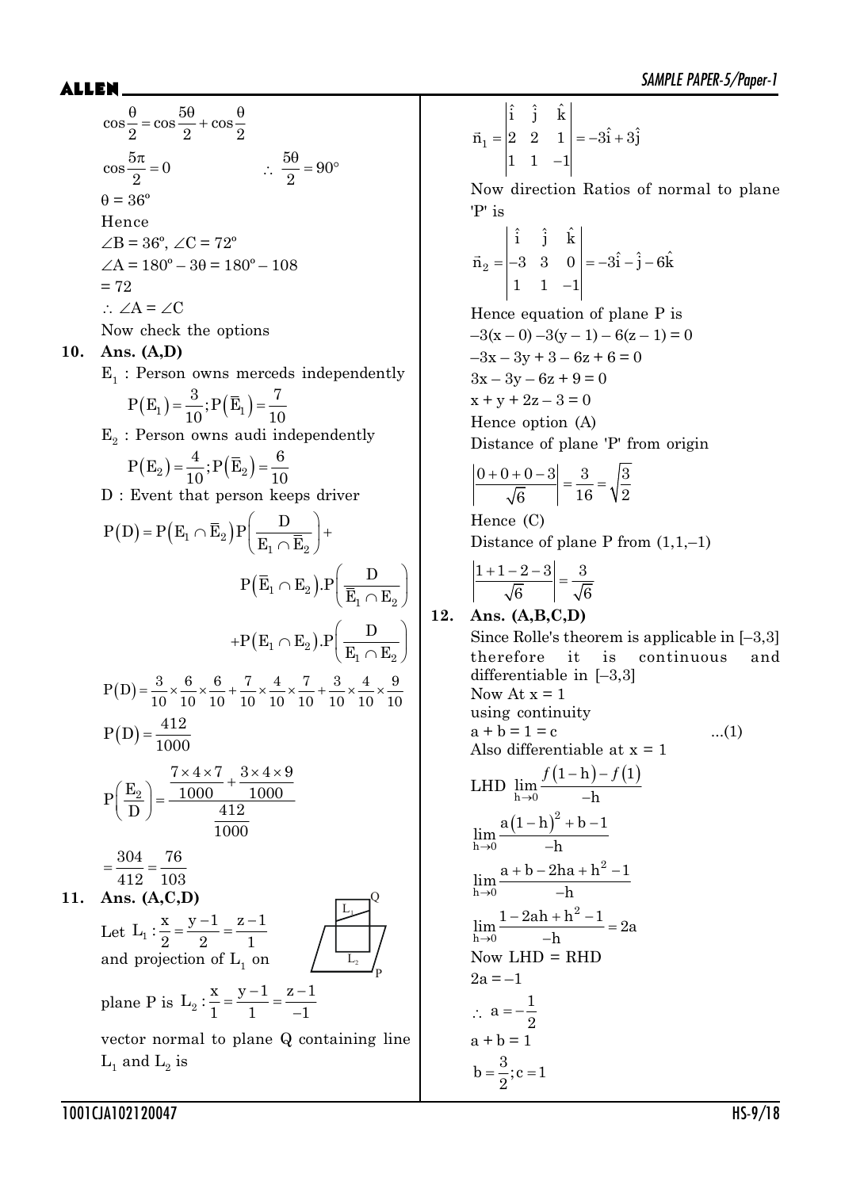$\cos\frac{\theta}{2} = \cos\frac{5\theta}{2} + \cos\frac{\theta}{2}$

$\cos\frac{5\pi}{2} = 0 \qquad \therefore \ \frac{5\theta}{2} = 90°$

$\theta = 36°$

Hence

$\angle B = 36°, \angle C = 72°$

$\angle A = 180° - 3\theta = 180° - 108$

$= 72$

$\therefore \ \angle A = \angle C$

Now check the options

**10. Ans. (A,D)**

$E_1$ : Person owns merceds independently

$$P(E_1) = \frac{3}{10}; P(\bar{E}_1) = \frac{7}{10}$$

$E_2$ : Person owns audi independently

$$P(E_2) = \frac{4}{10}; P(\bar{E}_2) = \frac{6}{10}$$

D : Event that person keeps driver

$$P(D) = P(E_1 \cap \bar{E}_2)P\left(\frac{D}{E_1 \cap \bar{E}_2}\right) + P(\bar{E}_1 \cap E_2).P\left(\frac{D}{\bar{E}_1 \cap E_2}\right) + P(E_1 \cap E_2).P\left(\frac{D}{E_1 \cap E_2}\right)$$

$$P(D) = \frac{3}{10} \times \frac{6}{10} \times \frac{6}{10} + \frac{7}{10} \times \frac{4}{10} \times \frac{7}{10} + \frac{3}{10} \times \frac{4}{10} \times \frac{9}{10}$$

$$P(D) = \frac{412}{1000}$$

$$P\left(\frac{E_2}{D}\right) = \frac{\frac{7\times4\times7}{1000} + \frac{3\times4\times9}{1000}}{\frac{412}{1000}}$$

$$= \frac{304}{412} = \frac{76}{103}$$

**11. Ans. (A,C,D)**

Let $L_1 : \frac{x}{2} = \frac{y-1}{2} = \frac{z-1}{1}$ and projection of $L_1$ on plane P is $L_2 : \frac{x}{1} = \frac{y-1}{1} = \frac{z-1}{-1}$

vector normal to plane Q containing line $L_1$ and $L_2$ is

$$\vec{n}_1 = \begin{vmatrix} \hat{i} & \hat{j} & \hat{k} \\ 2 & 2 & 1 \\ 1 & 1 & -1 \end{vmatrix} = -3\hat{i} + 3\hat{j}$$

Now direction Ratios of normal to plane 'P' is

$$\vec{n}_2 = \begin{vmatrix} \hat{i} & \hat{j} & \hat{k} \\ -3 & 3 & 0 \\ 1 & 1 & -1 \end{vmatrix} = -3\hat{i} - \hat{j} - 6\hat{k}$$

Hence equation of plane P is

$-3(x-0) - 3(y-1) - 6(z-1) = 0$

$-3x - 3y + 3 - 6z + 6 = 0$

$3x - 3y - 6z + 9 = 0$

$x + y + 2z - 3 = 0$

Hence option (A)

Distance of plane 'P' from origin

$$\left|\frac{0+0+0-3}{\sqrt{6}}\right| = \frac{3}{16} = \sqrt{\frac{3}{2}}$$

Hence (C)

Distance of plane P from (1,1,–1)

$$\left|\frac{1+1-2-3}{\sqrt{6}}\right| = \frac{3}{\sqrt{6}}$$

**12. Ans. (A,B,C,D)**

Since Rolle's theorem is applicable in [–3,3] therefore it is continuous and differentiable in [–3,3]

Now At x = 1

using continuity

$a + b = 1 = c \qquad ...(1)$

Also differentiable at x = 1

$$\text{LHD} \lim_{h\to0} \frac{f(1-h) - f(1)}{-h}$$

$$\lim_{h\to0} \frac{a(1-h)^2 + b - 1}{-h}$$

$$\lim_{h\to0} \frac{a + b - 2ha + h^2 - 1}{-h}$$

$$\lim_{h\to0} \frac{1 - 2ah + h^2 - 1}{-h} = 2a$$

Now LHD = RHD

$2a = -1$

$\therefore \ a = -\frac{1}{2}$

$a + b = 1$

$b = \frac{3}{2}; c = 1$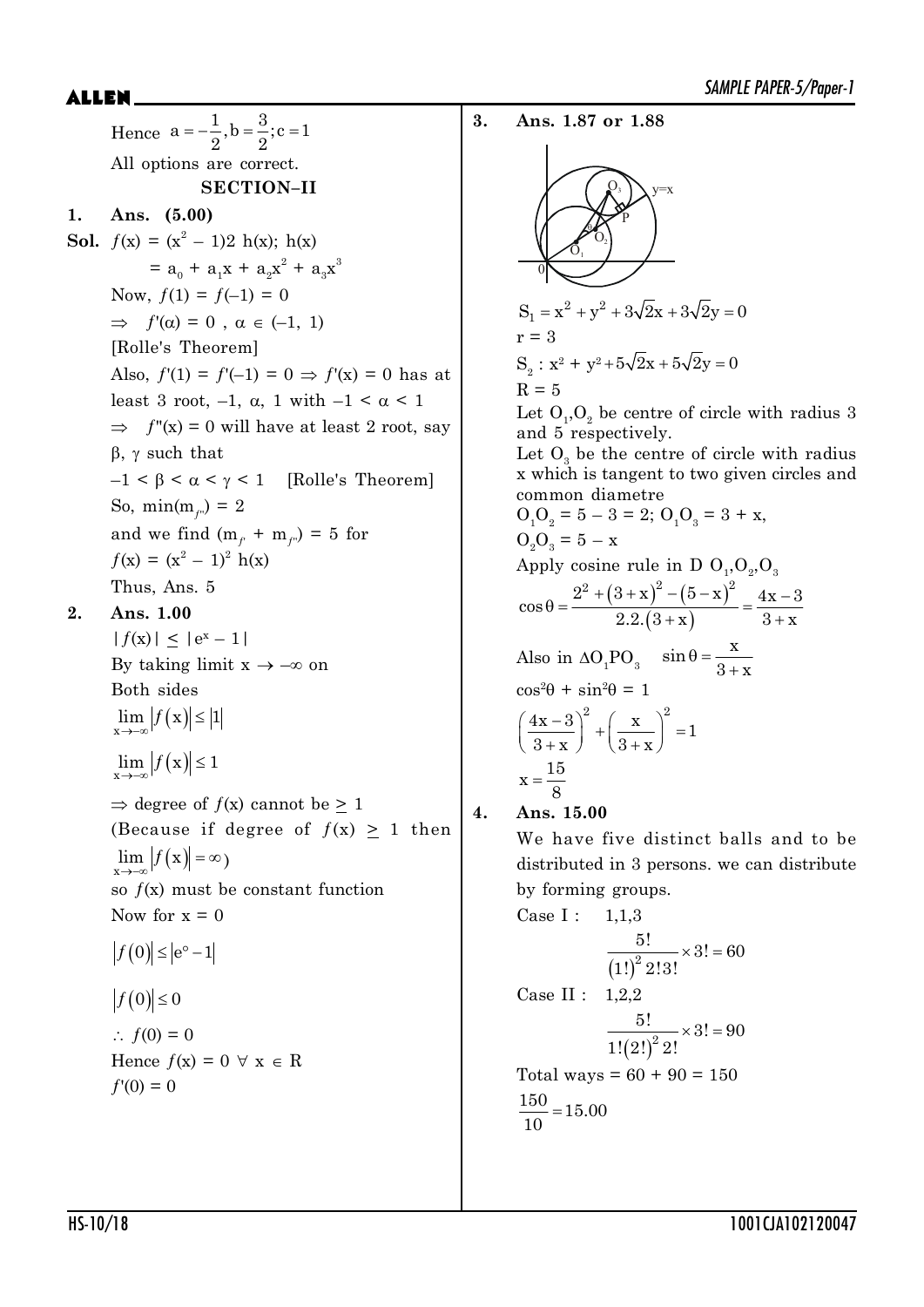Hence $a = -\frac{1}{2}, b = \frac{3}{2}; c = 1$

All options are correct.

## SECTION–II

**1. Ans. (5.00)**

**Sol.** $f(x) = (x^2 - 1)2\ h(x)$; $h(x)$

$= a_0 + a_1x + a_2x^2 + a_3x^3$

Now, $f(1) = f(-1) = 0$

$\Rightarrow \quad f'(\alpha) = 0\ ,\ \alpha \in (-1, 1)$

[Rolle's Theorem]

Also, $f'(1) = f'(-1) = 0 \Rightarrow f'(x) = 0$ has at least 3 root, $-1$, $\alpha$, 1 with $-1 < \alpha < 1$

$\Rightarrow \quad f''(x) = 0$ will have at least 2 root, say $\beta$, $\gamma$ such that

$-1 < \beta < \alpha < \gamma < 1$ [Rolle's Theorem]

So, $\min(m_{f''}) = 2$

and we find $(m_{f'} + m_{f''}) = 5$ for $f(x) = (x^2 - 1)^2\ h(x)$

Thus, Ans. 5

**2. Ans. 1.00**

$|f(x)| \le |e^x - 1|$

By taking limit $x \to -\infty$ on Both sides

$$\lim_{x\to-\infty} |f(x)| \le |1|$$

$$\lim_{x\to-\infty} |f(x)| \le 1$$

$\Rightarrow$ degree of $f(x)$ cannot be $\ge 1$

(Because if degree of $f(x) \ge 1$ then $\lim_{x\to-\infty} |f(x)| = \infty$)

so $f(x)$ must be constant function

Now for $x = 0$

$$|f(0)| \le |e^{\circ} - 1|$$

$$|f(0)| \le 0$$

$\therefore\ f(0) = 0$

Hence $f(x) = 0\ \forall\ x \in R$

$f'(0) = 0$

**3. Ans. 1.87 or 1.88**

$S_1 = x^2 + y^2 + 3\sqrt{2}x + 3\sqrt{2}y = 0$

$r = 3$

$S_2 : x^2 + y^2 + 5\sqrt{2}x + 5\sqrt{2}y = 0$

$R = 5$

Let $O_1, O_2$ be centre of circle with radius 3 and 5 respectively.

Let $O_3$ be the centre of circle with radius x which is tangent to two given circles and common diametre

$O_1O_2 = 5 - 3 = 2$; $O_1O_3 = 3 + x$,

$O_2O_3 = 5 - x$

Apply cosine rule in D $O_1, O_2, O_3$

$$\cos\theta = \frac{2^2 + (3+x)^2 - (5-x)^2}{2.2.(3+x)} = \frac{4x-3}{3+x}$$

Also in $\Delta O_1PO_3$ $\quad \sin\theta = \frac{x}{3+x}$

$\cos^2\theta + \sin^2\theta = 1$

$$\left(\frac{4x-3}{3+x}\right)^2 + \left(\frac{x}{3+x}\right)^2 = 1$$

$$x = \frac{15}{8}$$

**4. Ans. 15.00**

We have five distinct balls and to be distributed in 3 persons. we can distribute by forming groups.

Case I : 1,1,3

$$\frac{5!}{(1!)^2\, 2!3!} \times 3! = 60$$

Case II : 1,2,2

$$\frac{5!}{1!(2!)^2\, 2!} \times 3! = 90$$

Total ways = 60 + 90 = 150

$$\frac{150}{10} = 15.00$$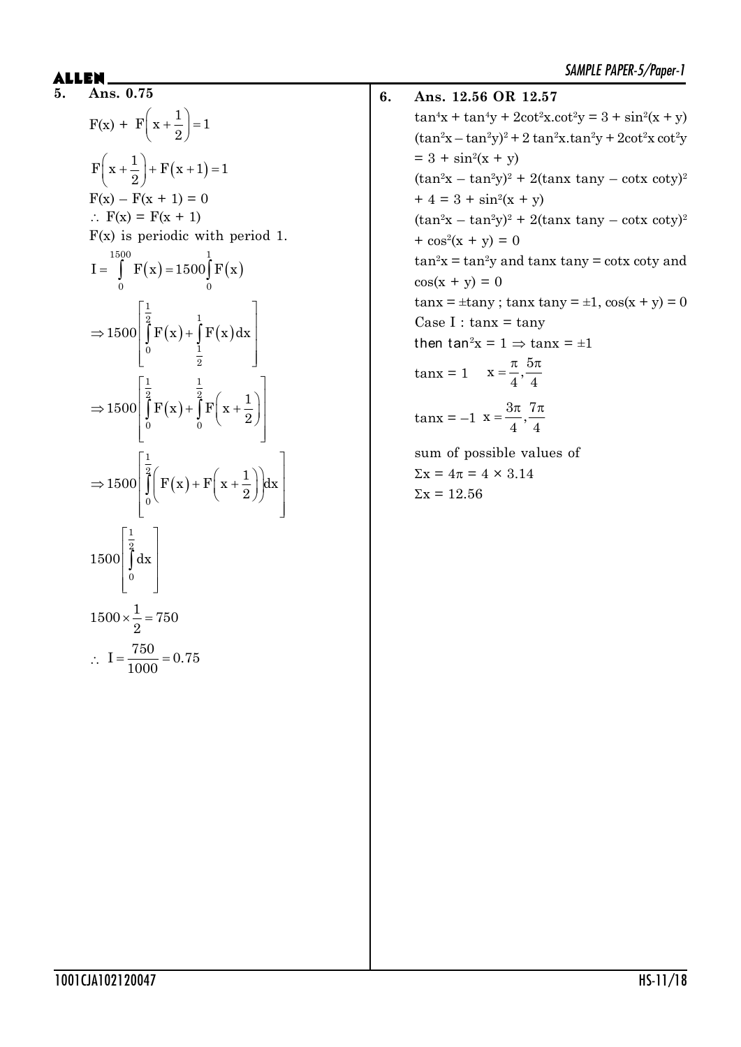**5. Ans. 0.75**

$$F(x) + F\left(x+\frac{1}{2}\right) = 1$$

$$F\left(x+\frac{1}{2}\right) + F(x+1) = 1$$

$F(x) - F(x + 1) = 0$

$\therefore\ F(x) = F(x + 1)$

$F(x)$ is periodic with period 1.

$$I = \int_0^{1500} F(x) = 1500\int_0^1 F(x)$$

$$\Rightarrow 1500\left[\int_0^{\frac{1}{2}} F(x) + \int_{\frac{1}{2}}^{1} F(x)dx\right]$$

$$\Rightarrow 1500\left[\int_0^{\frac{1}{2}} F(x) + \int_0^{\frac{1}{2}} F\left(x+\frac{1}{2}\right)\right]$$

$$\Rightarrow 1500\left[\int_0^{\frac{1}{2}} \left(F(x) + F\left(x+\frac{1}{2}\right)\right)dx\right]$$

$$1500\left[\int_0^{\frac{1}{2}} dx\right]$$

$$1500 \times \frac{1}{2} = 750$$

$$\therefore\ I = \frac{750}{1000} = 0.75$$

**6. Ans. 12.56 OR 12.57**

$\tan^4 x + \tan^4 y + 2\cot^2 x.\cot^2 y = 3 + \sin^2(x + y)$

$(\tan^2 x - \tan^2 y)^2 + 2\tan^2 x.\tan^2 y + 2\cot^2 x\cot^2 y = 3 + \sin^2(x + y)$

$(\tan^2 x - \tan^2 y)^2 + 2(\tan x\tan y - \cot x\cot y)^2 + 4 = 3 + \sin^2(x + y)$

$(\tan^2 x - \tan^2 y)^2 + 2(\tan x\tan y - \cot x\cot y)^2 + \cos^2(x + y) = 0$

$\tan^2 x = \tan^2 y$ and $\tan x\tan y = \cot x\cot y$ and $\cos(x + y) = 0$

$\tan x = \pm\tan y$ ; $\tan x\tan y = \pm 1$, $\cos(x + y) = 0$

Case I : $\tan x = \tan y$

then $\tan^2 x = 1 \Rightarrow \tan x = \pm 1$

$\tan x = 1 \quad x = \frac{\pi}{4}, \frac{5\pi}{4}$

$\tan x = -1 \quad x = \frac{3\pi}{4}, \frac{7\pi}{4}$

sum of possible values of

$\Sigma x = 4\pi = 4 \times 3.14$

$\Sigma x = 12.56$